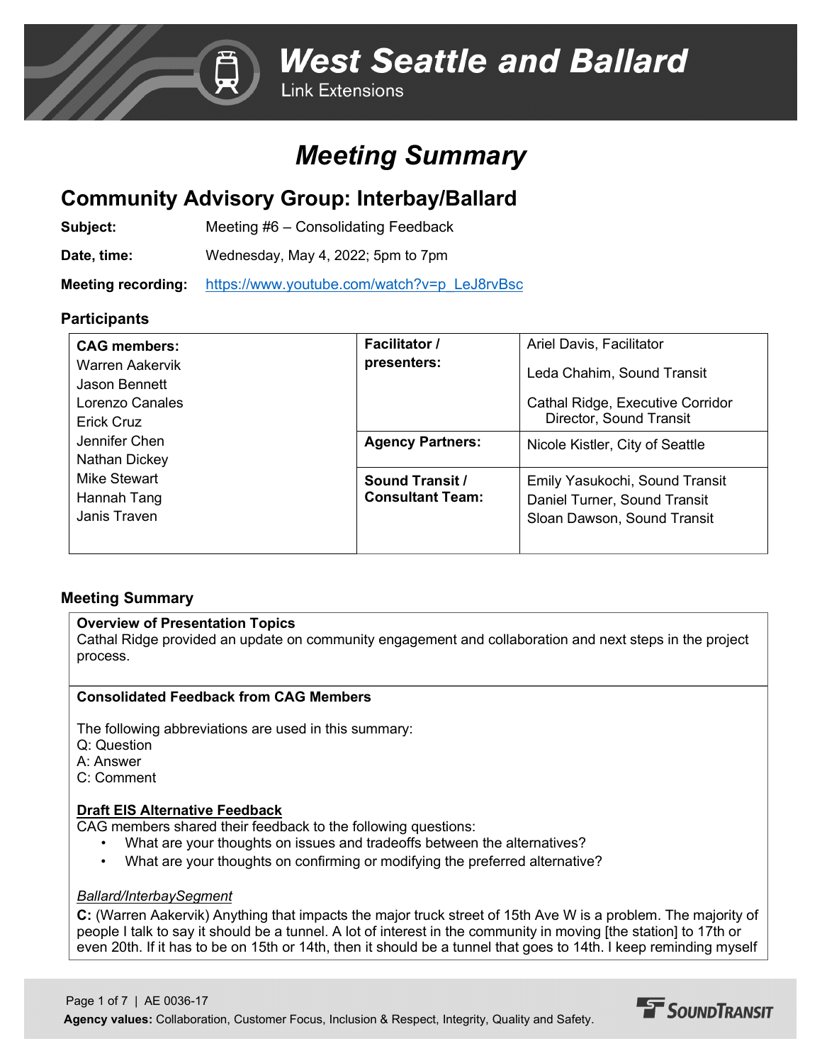# West Seattle and Ballard

Link Extensions

# Meeting Summary

## Community Advisory Group: Interbay/Ballard

**Subject:** Meeting #6 – Consolidating Feedback

**Date, time:** Wednesday, May 4, 2022; 5pm to 7pm

**Meeting recording:** https://www.youtube.com/watch?v=p_LeJ8rvBsc

### Participants

| **CAG members:** | **Facilitator / presenters:** | Ariel Davis, Facilitator<br>Leda Chahim, Sound Transit<br>Cathal Ridge, Executive Corridor Director, Sound Transit |
|---|---|---|
| Warren Aakervik<br>Jason Bennett<br>Lorenzo Canales<br>Erick Cruz<br>Jennifer Chen<br>Nathan Dickey<br>Mike Stewart<br>Hannah Tang<br>Janis Traven | **Agency Partners:** | Nicole Kistler, City of Seattle |
| | **Sound Transit / Consultant Team:** | Emily Yasukochi, Sound Transit<br>Daniel Turner, Sound Transit<br>Sloan Dawson, Sound Transit |

### Meeting Summary

**Overview of Presentation Topics**

Cathal Ridge provided an update on community engagement and collaboration and next steps in the project process.

**Consolidated Feedback from CAG Members**

The following abbreviations are used in this summary:
Q: Question
A: Answer
C: Comment

**Draft EIS Alternative Feedback**

CAG members shared their feedback to the following questions:

- What are your thoughts on issues and tradeoffs between the alternatives?
- What are your thoughts on confirming or modifying the preferred alternative?

*Ballard/InterbaySegment*

**C:** (Warren Aakervik) Anything that impacts the major truck street of 15th Ave W is a problem. The majority of people I talk to say it should be a tunnel. A lot of interest in the community in moving [the station] to 17th or even 20th. If it has to be on 15th or 14th, then it should be a tunnel that goes to 14th. I keep reminding myself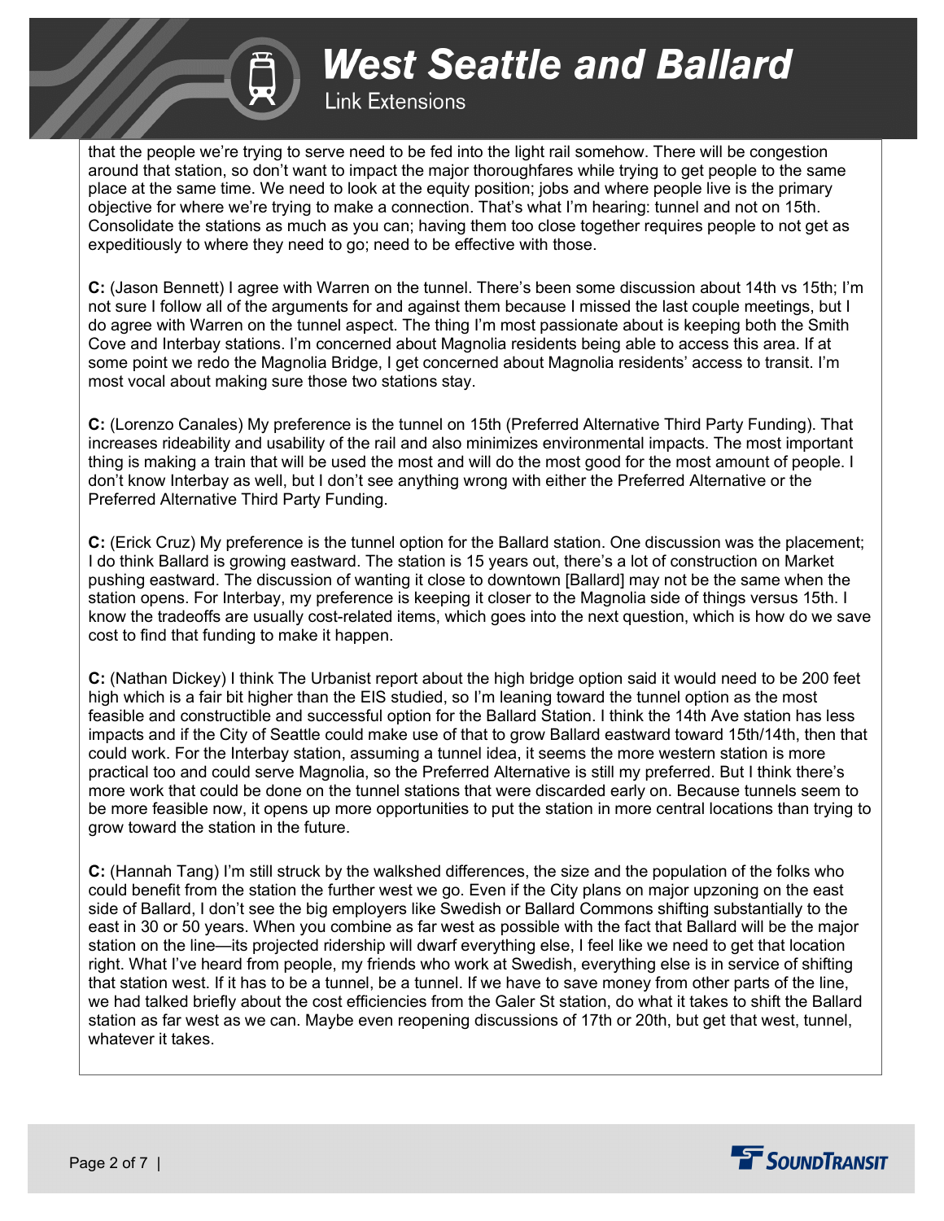that the people we're trying to serve need to be fed into the light rail somehow. There will be congestion around that station, so don't want to impact the major thoroughfares while trying to get people to the same place at the same time. We need to look at the equity position; jobs and where people live is the primary objective for where we're trying to make a connection. That's what I'm hearing: tunnel and not on 15th. Consolidate the stations as much as you can; having them too close together requires people to not get as expeditiously to where they need to go; need to be effective with those.

**C:** (Jason Bennett) I agree with Warren on the tunnel. There's been some discussion about 14th vs 15th; I'm not sure I follow all of the arguments for and against them because I missed the last couple meetings, but I do agree with Warren on the tunnel aspect. The thing I'm most passionate about is keeping both the Smith Cove and Interbay stations. I'm concerned about Magnolia residents being able to access this area. If at some point we redo the Magnolia Bridge, I get concerned about Magnolia residents' access to transit. I'm most vocal about making sure those two stations stay.

**C:** (Lorenzo Canales) My preference is the tunnel on 15th (Preferred Alternative Third Party Funding). That increases rideability and usability of the rail and also minimizes environmental impacts. The most important thing is making a train that will be used the most and will do the most good for the most amount of people. I don't know Interbay as well, but I don't see anything wrong with either the Preferred Alternative or the Preferred Alternative Third Party Funding.

**C:** (Erick Cruz) My preference is the tunnel option for the Ballard station. One discussion was the placement; I do think Ballard is growing eastward. The station is 15 years out, there's a lot of construction on Market pushing eastward. The discussion of wanting it close to downtown [Ballard] may not be the same when the station opens. For Interbay, my preference is keeping it closer to the Magnolia side of things versus 15th. I know the tradeoffs are usually cost-related items, which goes into the next question, which is how do we save cost to find that funding to make it happen.

**C:** (Nathan Dickey) I think The Urbanist report about the high bridge option said it would need to be 200 feet high which is a fair bit higher than the EIS studied, so I'm leaning toward the tunnel option as the most feasible and constructible and successful option for the Ballard Station. I think the 14th Ave station has less impacts and if the City of Seattle could make use of that to grow Ballard eastward toward 15th/14th, then that could work. For the Interbay station, assuming a tunnel idea, it seems the more western station is more practical too and could serve Magnolia, so the Preferred Alternative is still my preferred. But I think there's more work that could be done on the tunnel stations that were discarded early on. Because tunnels seem to be more feasible now, it opens up more opportunities to put the station in more central locations than trying to grow toward the station in the future.

**C:** (Hannah Tang) I'm still struck by the walkshed differences, the size and the population of the folks who could benefit from the station the further west we go. Even if the City plans on major upzoning on the east side of Ballard, I don't see the big employers like Swedish or Ballard Commons shifting substantially to the east in 30 or 50 years. When you combine as far west as possible with the fact that Ballard will be the major station on the line—its projected ridership will dwarf everything else, I feel like we need to get that location right. What I've heard from people, my friends who work at Swedish, everything else is in service of shifting that station west. If it has to be a tunnel, be a tunnel. If we have to save money from other parts of the line, we had talked briefly about the cost efficiencies from the Galer St station, do what it takes to shift the Ballard station as far west as we can. Maybe even reopening discussions of 17th or 20th, but get that west, tunnel, whatever it takes.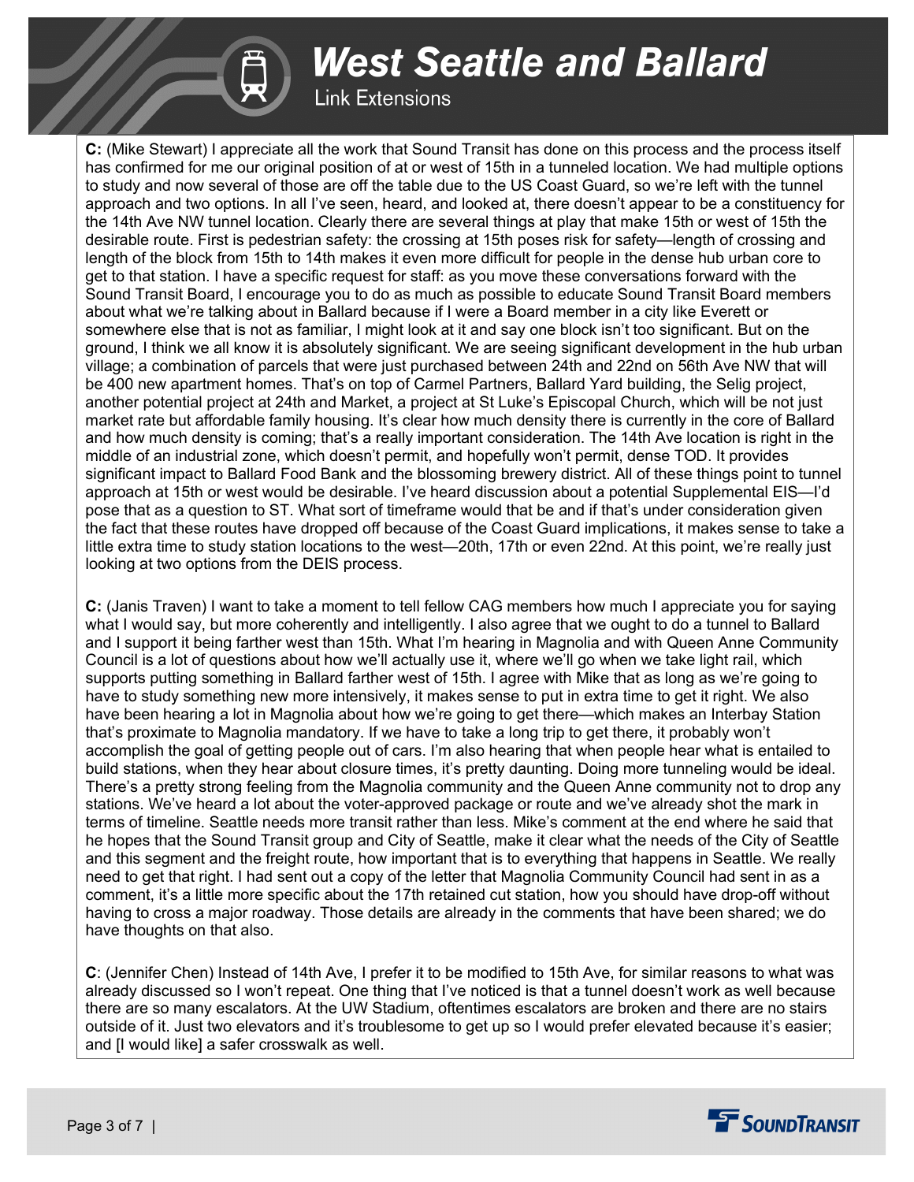**C:** (Mike Stewart) I appreciate all the work that Sound Transit has done on this process and the process itself has confirmed for me our original position of at or west of 15th in a tunneled location. We had multiple options to study and now several of those are off the table due to the US Coast Guard, so we're left with the tunnel approach and two options. In all I've seen, heard, and looked at, there doesn't appear to be a constituency for the 14th Ave NW tunnel location. Clearly there are several things at play that make 15th or west of 15th the desirable route. First is pedestrian safety: the crossing at 15th poses risk for safety—length of crossing and length of the block from 15th to 14th makes it even more difficult for people in the dense hub urban core to get to that station. I have a specific request for staff: as you move these conversations forward with the Sound Transit Board, I encourage you to do as much as possible to educate Sound Transit Board members about what we're talking about in Ballard because if I were a Board member in a city like Everett or somewhere else that is not as familiar, I might look at it and say one block isn't too significant. But on the ground, I think we all know it is absolutely significant. We are seeing significant development in the hub urban village; a combination of parcels that were just purchased between 24th and 22nd on 56th Ave NW that will be 400 new apartment homes. That's on top of Carmel Partners, Ballard Yard building, the Selig project, another potential project at 24th and Market, a project at St Luke's Episcopal Church, which will be not just market rate but affordable family housing. It's clear how much density there is currently in the core of Ballard and how much density is coming; that's a really important consideration. The 14th Ave location is right in the middle of an industrial zone, which doesn't permit, and hopefully won't permit, dense TOD. It provides significant impact to Ballard Food Bank and the blossoming brewery district. All of these things point to tunnel approach at 15th or west would be desirable. I've heard discussion about a potential Supplemental EIS—I'd pose that as a question to ST. What sort of timeframe would that be and if that's under consideration given the fact that these routes have dropped off because of the Coast Guard implications, it makes sense to take a little extra time to study station locations to the west—20th, 17th or even 22nd. At this point, we're really just looking at two options from the DEIS process.

**C:** (Janis Traven) I want to take a moment to tell fellow CAG members how much I appreciate you for saying what I would say, but more coherently and intelligently. I also agree that we ought to do a tunnel to Ballard and I support it being farther west than 15th. What I'm hearing in Magnolia and with Queen Anne Community Council is a lot of questions about how we'll actually use it, where we'll go when we take light rail, which supports putting something in Ballard farther west of 15th. I agree with Mike that as long as we're going to have to study something new more intensively, it makes sense to put in extra time to get it right. We also have been hearing a lot in Magnolia about how we're going to get there—which makes an Interbay Station that's proximate to Magnolia mandatory. If we have to take a long trip to get there, it probably won't accomplish the goal of getting people out of cars. I'm also hearing that when people hear what is entailed to build stations, when they hear about closure times, it's pretty daunting. Doing more tunneling would be ideal. There's a pretty strong feeling from the Magnolia community and the Queen Anne community not to drop any stations. We've heard a lot about the voter-approved package or route and we've already shot the mark in terms of timeline. Seattle needs more transit rather than less. Mike's comment at the end where he said that he hopes that the Sound Transit group and City of Seattle, make it clear what the needs of the City of Seattle and this segment and the freight route, how important that is to everything that happens in Seattle. We really need to get that right. I had sent out a copy of the letter that Magnolia Community Council had sent in as a comment, it's a little more specific about the 17th retained cut station, how you should have drop-off without having to cross a major roadway. Those details are already in the comments that have been shared; we do have thoughts on that also.

**C**: (Jennifer Chen) Instead of 14th Ave, I prefer it to be modified to 15th Ave, for similar reasons to what was already discussed so I won't repeat. One thing that I've noticed is that a tunnel doesn't work as well because there are so many escalators. At the UW Stadium, oftentimes escalators are broken and there are no stairs outside of it. Just two elevators and it's troublesome to get up so I would prefer elevated because it's easier; and [I would like] a safer crosswalk as well.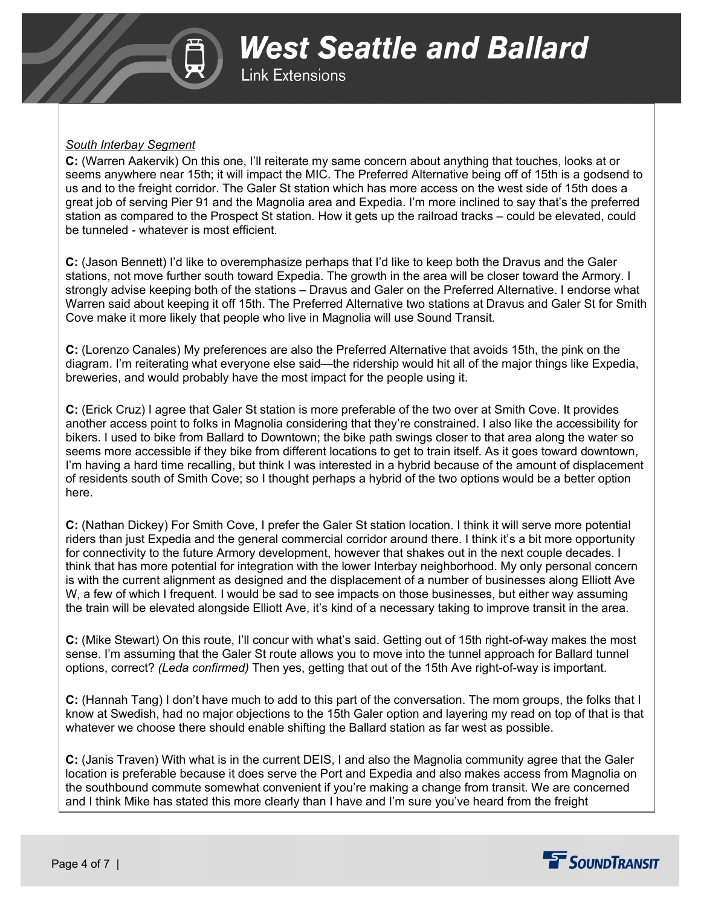*South Interbay Segment*

**C:** (Warren Aakervik) On this one, I'll reiterate my same concern about anything that touches, looks at or seems anywhere near 15th; it will impact the MIC. The Preferred Alternative being off of 15th is a godsend to us and to the freight corridor. The Galer St station which has more access on the west side of 15th does a great job of serving Pier 91 and the Magnolia area and Expedia. I'm more inclined to say that's the preferred station as compared to the Prospect St station. How it gets up the railroad tracks – could be elevated, could be tunneled - whatever is most efficient.

**C:** (Jason Bennett) I'd like to overemphasize perhaps that I'd like to keep both the Dravus and the Galer stations, not move further south toward Expedia. The growth in the area will be closer toward the Armory. I strongly advise keeping both of the stations – Dravus and Galer on the Preferred Alternative. I endorse what Warren said about keeping it off 15th. The Preferred Alternative two stations at Dravus and Galer St for Smith Cove make it more likely that people who live in Magnolia will use Sound Transit.

**C:** (Lorenzo Canales) My preferences are also the Preferred Alternative that avoids 15th, the pink on the diagram. I'm reiterating what everyone else said—the ridership would hit all of the major things like Expedia, breweries, and would probably have the most impact for the people using it.

**C:** (Erick Cruz) I agree that Galer St station is more preferable of the two over at Smith Cove. It provides another access point to folks in Magnolia considering that they're constrained. I also like the accessibility for bikers. I used to bike from Ballard to Downtown; the bike path swings closer to that area along the water so seems more accessible if they bike from different locations to get to train itself. As it goes toward downtown, I'm having a hard time recalling, but think I was interested in a hybrid because of the amount of displacement of residents south of Smith Cove; so I thought perhaps a hybrid of the two options would be a better option here.

**C:** (Nathan Dickey) For Smith Cove, I prefer the Galer St station location. I think it will serve more potential riders than just Expedia and the general commercial corridor around there. I think it's a bit more opportunity for connectivity to the future Armory development, however that shakes out in the next couple decades. I think that has more potential for integration with the lower Interbay neighborhood. My only personal concern is with the current alignment as designed and the displacement of a number of businesses along Elliott Ave W, a few of which I frequent. I would be sad to see impacts on those businesses, but either way assuming the train will be elevated alongside Elliott Ave, it's kind of a necessary taking to improve transit in the area.

**C:** (Mike Stewart) On this route, I'll concur with what's said. Getting out of 15th right-of-way makes the most sense. I'm assuming that the Galer St route allows you to move into the tunnel approach for Ballard tunnel options, correct? *(Leda confirmed)* Then yes, getting that out of the 15th Ave right-of-way is important.

**C:** (Hannah Tang) I don't have much to add to this part of the conversation. The mom groups, the folks that I know at Swedish, had no major objections to the 15th Galer option and layering my read on top of that is that whatever we choose there should enable shifting the Ballard station as far west as possible.

**C:** (Janis Traven) With what is in the current DEIS, I and also the Magnolia community agree that the Galer location is preferable because it does serve the Port and Expedia and also makes access from Magnolia on the southbound commute somewhat convenient if you're making a change from transit. We are concerned and I think Mike has stated this more clearly than I have and I'm sure you've heard from the freight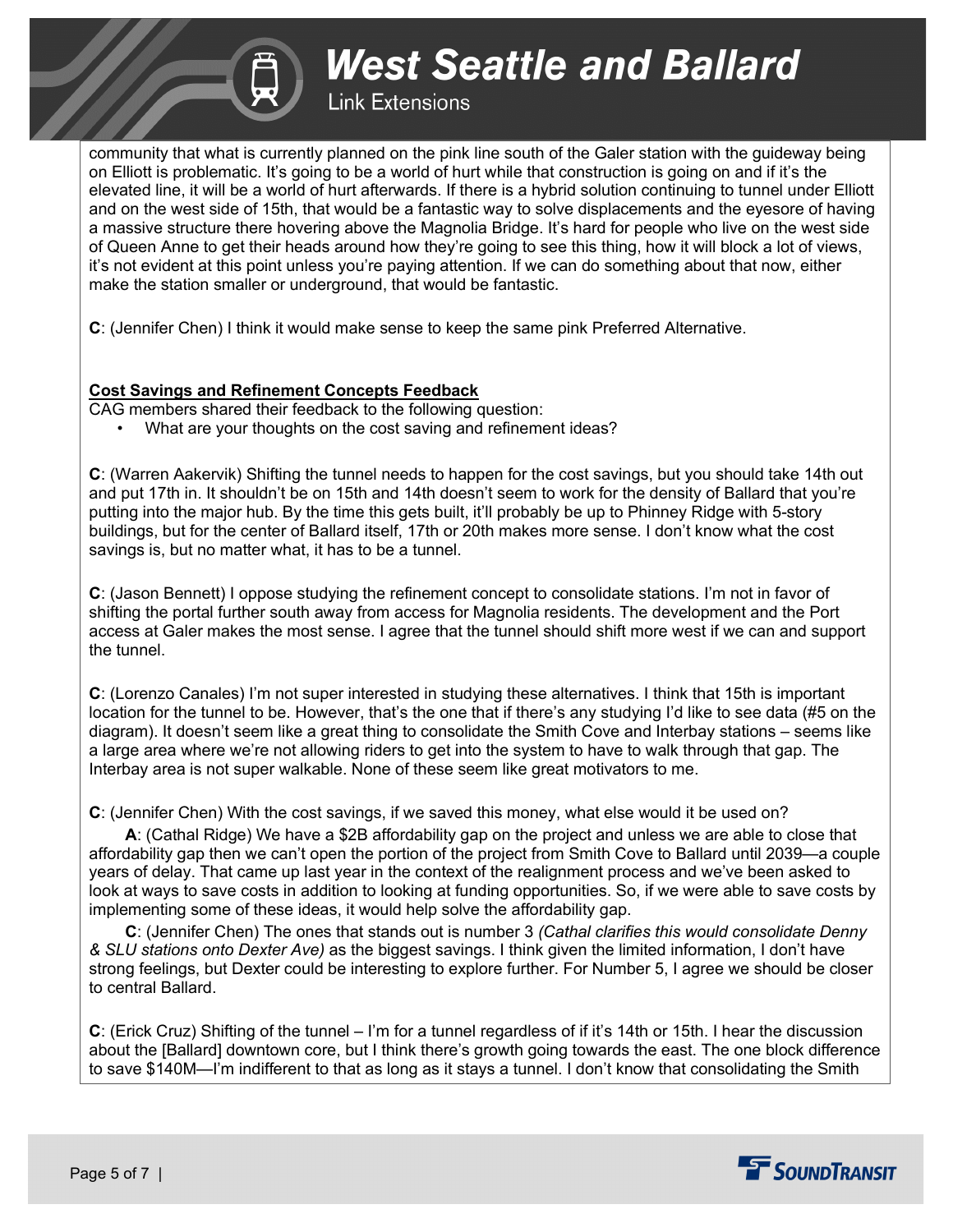community that what is currently planned on the pink line south of the Galer station with the guideway being on Elliott is problematic. It's going to be a world of hurt while that construction is going on and if it's the elevated line, it will be a world of hurt afterwards. If there is a hybrid solution continuing to tunnel under Elliott and on the west side of 15th, that would be a fantastic way to solve displacements and the eyesore of having a massive structure there hovering above the Magnolia Bridge. It's hard for people who live on the west side of Queen Anne to get their heads around how they're going to see this thing, how it will block a lot of views, it's not evident at this point unless you're paying attention. If we can do something about that now, either make the station smaller or underground, that would be fantastic.

**C**: (Jennifer Chen) I think it would make sense to keep the same pink Preferred Alternative.

**Cost Savings and Refinement Concepts Feedback**

CAG members shared their feedback to the following question:

- What are your thoughts on the cost saving and refinement ideas?

**C**: (Warren Aakervik) Shifting the tunnel needs to happen for the cost savings, but you should take 14th out and put 17th in. It shouldn't be on 15th and 14th doesn't seem to work for the density of Ballard that you're putting into the major hub. By the time this gets built, it'll probably be up to Phinney Ridge with 5-story buildings, but for the center of Ballard itself, 17th or 20th makes more sense. I don't know what the cost savings is, but no matter what, it has to be a tunnel.

**C**: (Jason Bennett) I oppose studying the refinement concept to consolidate stations. I'm not in favor of shifting the portal further south away from access for Magnolia residents. The development and the Port access at Galer makes the most sense. I agree that the tunnel should shift more west if we can and support the tunnel.

**C**: (Lorenzo Canales) I'm not super interested in studying these alternatives. I think that 15th is important location for the tunnel to be. However, that's the one that if there's any studying I'd like to see data (#5 on the diagram). It doesn't seem like a great thing to consolidate the Smith Cove and Interbay stations – seems like a large area where we're not allowing riders to get into the system to have to walk through that gap. The Interbay area is not super walkable. None of these seem like great motivators to me.

**C**: (Jennifer Chen) With the cost savings, if we saved this money, what else would it be used on?

**A**: (Cathal Ridge) We have a $2B affordability gap on the project and unless we are able to close that affordability gap then we can't open the portion of the project from Smith Cove to Ballard until 2039—a couple years of delay. That came up last year in the context of the realignment process and we've been asked to look at ways to save costs in addition to looking at funding opportunities. So, if we were able to save costs by implementing some of these ideas, it would help solve the affordability gap.

**C**: (Jennifer Chen) The ones that stands out is number 3 *(Cathal clarifies this would consolidate Denny & SLU stations onto Dexter Ave)* as the biggest savings. I think given the limited information, I don't have strong feelings, but Dexter could be interesting to explore further. For Number 5, I agree we should be closer to central Ballard.

**C**: (Erick Cruz) Shifting of the tunnel – I'm for a tunnel regardless of if it's 14th or 15th. I hear the discussion about the [Ballard] downtown core, but I think there's growth going towards the east. The one block difference to save $140M—I'm indifferent to that as long as it stays a tunnel. I don't know that consolidating the Smith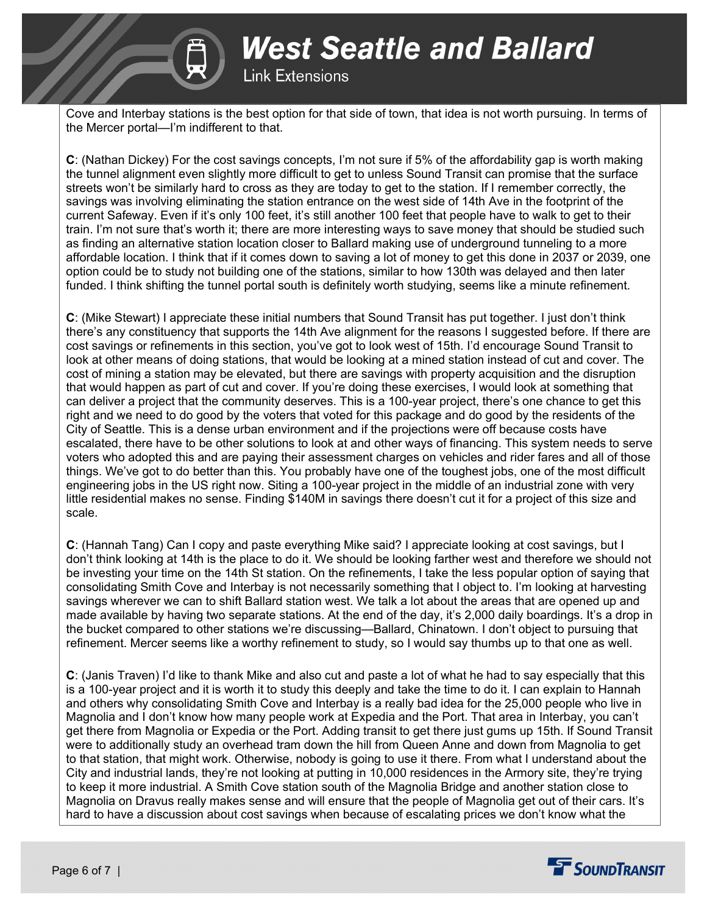Cove and Interbay stations is the best option for that side of town, that idea is not worth pursuing. In terms of the Mercer portal—I'm indifferent to that.

**C**: (Nathan Dickey) For the cost savings concepts, I'm not sure if 5% of the affordability gap is worth making the tunnel alignment even slightly more difficult to get to unless Sound Transit can promise that the surface streets won't be similarly hard to cross as they are today to get to the station. If I remember correctly, the savings was involving eliminating the station entrance on the west side of 14th Ave in the footprint of the current Safeway. Even if it's only 100 feet, it's still another 100 feet that people have to walk to get to their train. I'm not sure that's worth it; there are more interesting ways to save money that should be studied such as finding an alternative station location closer to Ballard making use of underground tunneling to a more affordable location. I think that if it comes down to saving a lot of money to get this done in 2037 or 2039, one option could be to study not building one of the stations, similar to how 130th was delayed and then later funded. I think shifting the tunnel portal south is definitely worth studying, seems like a minute refinement.

**C**: (Mike Stewart) I appreciate these initial numbers that Sound Transit has put together. I just don't think there's any constituency that supports the 14th Ave alignment for the reasons I suggested before. If there are cost savings or refinements in this section, you've got to look west of 15th. I'd encourage Sound Transit to look at other means of doing stations, that would be looking at a mined station instead of cut and cover. The cost of mining a station may be elevated, but there are savings with property acquisition and the disruption that would happen as part of cut and cover. If you're doing these exercises, I would look at something that can deliver a project that the community deserves. This is a 100-year project, there's one chance to get this right and we need to do good by the voters that voted for this package and do good by the residents of the City of Seattle. This is a dense urban environment and if the projections were off because costs have escalated, there have to be other solutions to look at and other ways of financing. This system needs to serve voters who adopted this and are paying their assessment charges on vehicles and rider fares and all of those things. We've got to do better than this. You probably have one of the toughest jobs, one of the most difficult engineering jobs in the US right now. Siting a 100-year project in the middle of an industrial zone with very little residential makes no sense. Finding $140M in savings there doesn't cut it for a project of this size and scale.

**C**: (Hannah Tang) Can I copy and paste everything Mike said? I appreciate looking at cost savings, but I don't think looking at 14th is the place to do it. We should be looking farther west and therefore we should not be investing your time on the 14th St station. On the refinements, I take the less popular option of saying that consolidating Smith Cove and Interbay is not necessarily something that I object to. I'm looking at harvesting savings wherever we can to shift Ballard station west. We talk a lot about the areas that are opened up and made available by having two separate stations. At the end of the day, it's 2,000 daily boardings. It's a drop in the bucket compared to other stations we're discussing—Ballard, Chinatown. I don't object to pursuing that refinement. Mercer seems like a worthy refinement to study, so I would say thumbs up to that one as well.

**C**: (Janis Traven) I'd like to thank Mike and also cut and paste a lot of what he had to say especially that this is a 100-year project and it is worth it to study this deeply and take the time to do it. I can explain to Hannah and others why consolidating Smith Cove and Interbay is a really bad idea for the 25,000 people who live in Magnolia and I don't know how many people work at Expedia and the Port. That area in Interbay, you can't get there from Magnolia or Expedia or the Port. Adding transit to get there just gums up 15th. If Sound Transit were to additionally study an overhead tram down the hill from Queen Anne and down from Magnolia to get to that station, that might work. Otherwise, nobody is going to use it there. From what I understand about the City and industrial lands, they're not looking at putting in 10,000 residences in the Armory site, they're trying to keep it more industrial. A Smith Cove station south of the Magnolia Bridge and another station close to Magnolia on Dravus really makes sense and will ensure that the people of Magnolia get out of their cars. It's hard to have a discussion about cost savings when because of escalating prices we don't know what the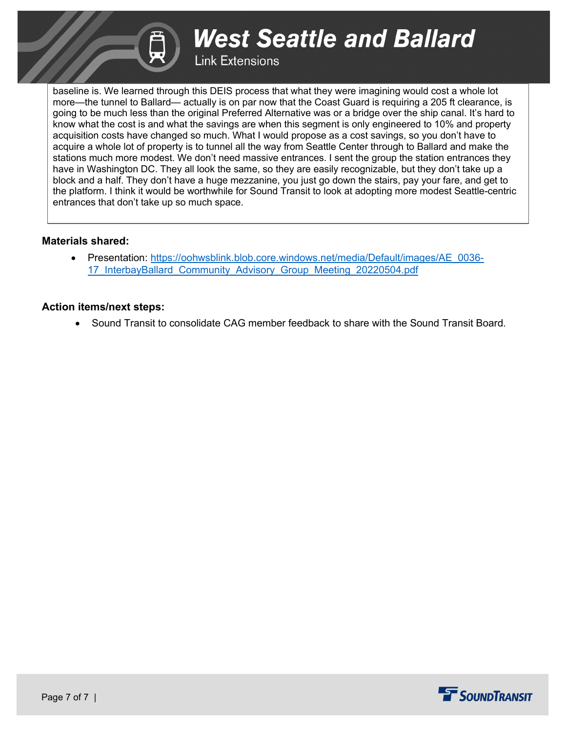baseline is. We learned through this DEIS process that what they were imagining would cost a whole lot more—the tunnel to Ballard— actually is on par now that the Coast Guard is requiring a 205 ft clearance, is going to be much less than the original Preferred Alternative was or a bridge over the ship canal. It's hard to know what the cost is and what the savings are when this segment is only engineered to 10% and property acquisition costs have changed so much. What I would propose as a cost savings, so you don't have to acquire a whole lot of property is to tunnel all the way from Seattle Center through to Ballard and make the stations much more modest. We don't need massive entrances. I sent the group the station entrances they have in Washington DC. They all look the same, so they are easily recognizable, but they don't take up a block and a half. They don't have a huge mezzanine, you just go down the stairs, pay your fare, and get to the platform. I think it would be worthwhile for Sound Transit to look at adopting more modest Seattle-centric entrances that don't take up so much space.

**Materials shared:**

- Presentation: https://oohwsblink.blob.core.windows.net/media/Default/images/AE_0036-17_InterbayBallard_Community_Advisory_Group_Meeting_20220504.pdf

**Action items/next steps:**

- Sound Transit to consolidate CAG member feedback to share with the Sound Transit Board.